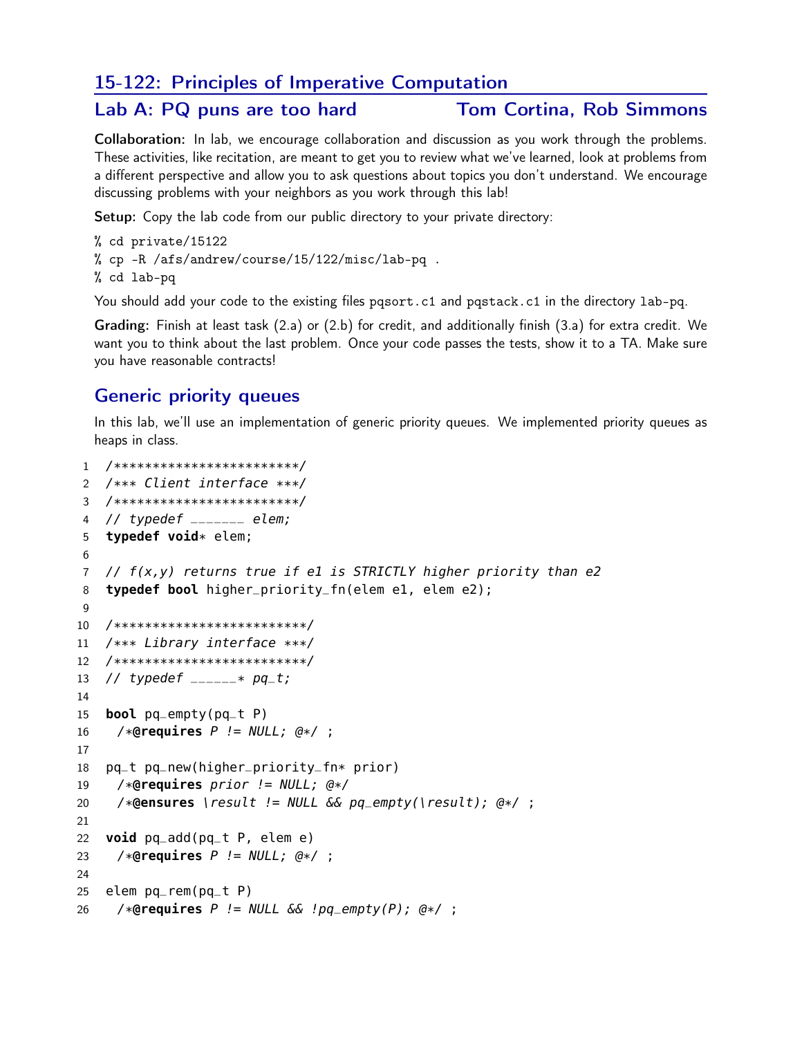# 15-122: Principles of Imperative Computation

## Lab A: PQ puns are too hard — Tom Cortina, Rob Simmons

**Collaboration:** In lab, we encourage collaboration and discussion as you work through the problems. These activities, like recitation, are meant to get you to review what we've learned, look at problems from a different perspective and allow you to ask questions about topics you don't understand. We encourage discussing problems with your neighbors as you work through this lab!

**Setup:** Copy the lab code from our public directory to your private directory:

```
% cd private/15122
% cp -R /afs/andrew/course/15/122/misc/lab-pq .
% cd lab-pq
```

You should add your code to the existing files `pqsort.c1` and `pqstack.c1` in the directory `lab-pq`.

**Grading:** Finish at least task (2.a) or (2.b) for credit, and additionally finish (3.a) for extra credit. We want you to think about the last problem. Once your code passes the tests, show it to a TA. Make sure you have reasonable contracts!

## Generic priority queues

In this lab, we'll use an implementation of generic priority queues. We implemented priority queues as heaps in class.

```
1   /************************/
2   /*** Client interface ***/
3   /************************/
4   // typedef _______ elem;
5   typedef void* elem;
6
7   // f(x,y) returns true if e1 is STRICTLY higher priority than e2
8   typedef bool higher_priority_fn(elem e1, elem e2);
9
10  /*************************/
11  /*** Library interface ***/
12  /*************************/
13  // typedef ______* pq_t;
14
15  bool pq_empty(pq_t P)
16    /*@requires P != NULL; @*/ ;
17
18  pq_t pq_new(higher_priority_fn* prior)
19    /*@requires prior != NULL; @*/
20    /*@ensures \result != NULL && pq_empty(\result); @*/ ;
21
22  void pq_add(pq_t P, elem e)
23    /*@requires P != NULL; @*/ ;
24
25  elem pq_rem(pq_t P)
26    /*@requires P != NULL && !pq_empty(P); @*/ ;
```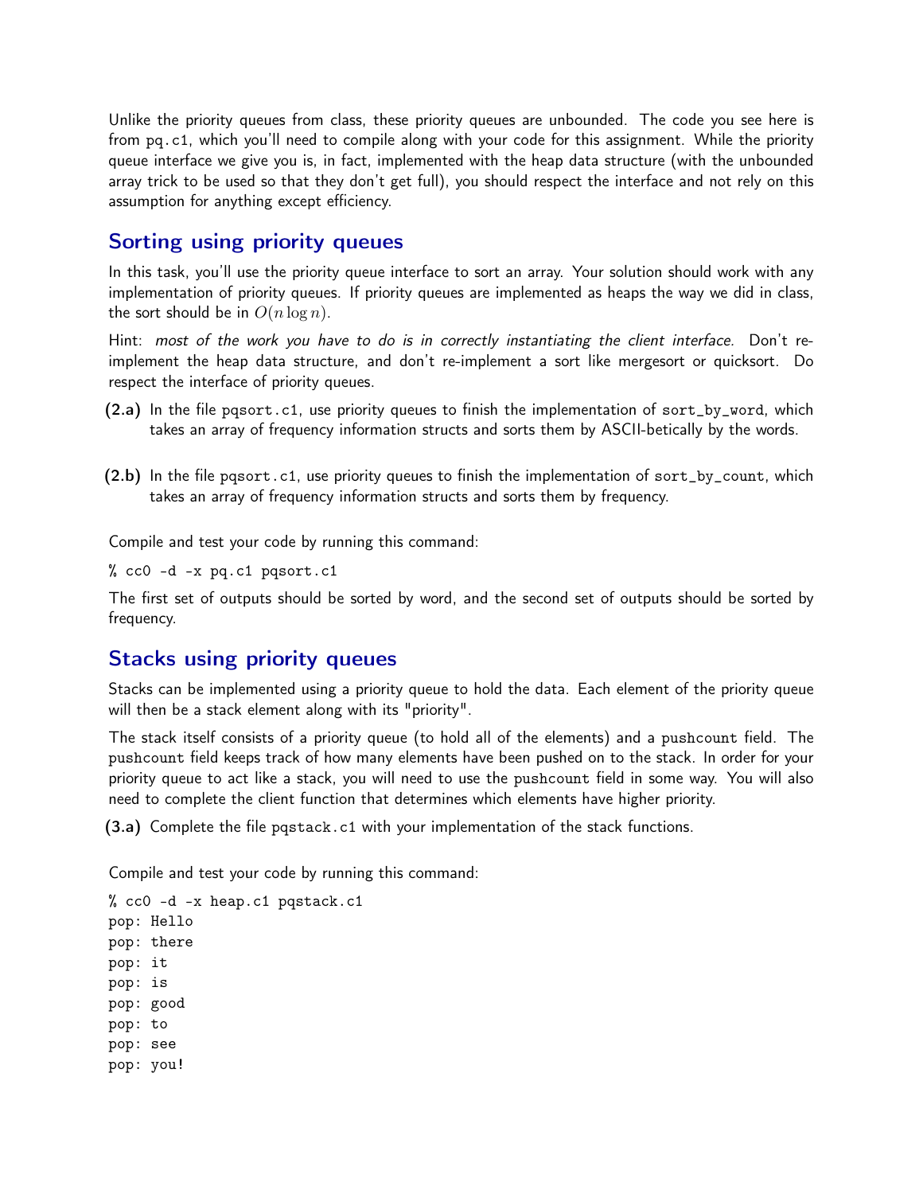Unlike the priority queues from class, these priority queues are unbounded. The code you see here is from pq.c1, which you'll need to compile along with your code for this assignment. While the priority queue interface we give you is, in fact, implemented with the heap data structure (with the unbounded array trick to be used so that they don't get full), you should respect the interface and not rely on this assumption for anything except efficiency.

## Sorting using priority queues

In this task, you'll use the priority queue interface to sort an array. Your solution should work with any implementation of priority queues. If priority queues are implemented as heaps the way we did in class, the sort should be in $O(n \log n)$.

Hint: *most of the work you have to do is in correctly instantiating the client interface.* Don't re-implement the heap data structure, and don't re-implement a sort like mergesort or quicksort. Do respect the interface of priority queues.

**(2.a)** In the file `pqsort.c1`, use priority queues to finish the implementation of `sort_by_word`, which takes an array of frequency information structs and sorts them by ASCII-betically by the words.

**(2.b)** In the file `pqsort.c1`, use priority queues to finish the implementation of `sort_by_count`, which takes an array of frequency information structs and sorts them by frequency.

Compile and test your code by running this command:

```
% cc0 -d -x pq.c1 pqsort.c1
```

The first set of outputs should be sorted by word, and the second set of outputs should be sorted by frequency.

## Stacks using priority queues

Stacks can be implemented using a priority queue to hold the data. Each element of the priority queue will then be a stack element along with its "priority".

The stack itself consists of a priority queue (to hold all of the elements) and a `pushcount` field. The `pushcount` field keeps track of how many elements have been pushed on to the stack. In order for your priority queue to act like a stack, you will need to use the `pushcount` field in some way. You will also need to complete the client function that determines which elements have higher priority.

**(3.a)** Complete the file `pqstack.c1` with your implementation of the stack functions.

Compile and test your code by running this command:

```
% cc0 -d -x heap.c1 pqstack.c1
pop: Hello
pop: there
pop: it
pop: is
pop: good
pop: to
pop: see
pop: you!
```